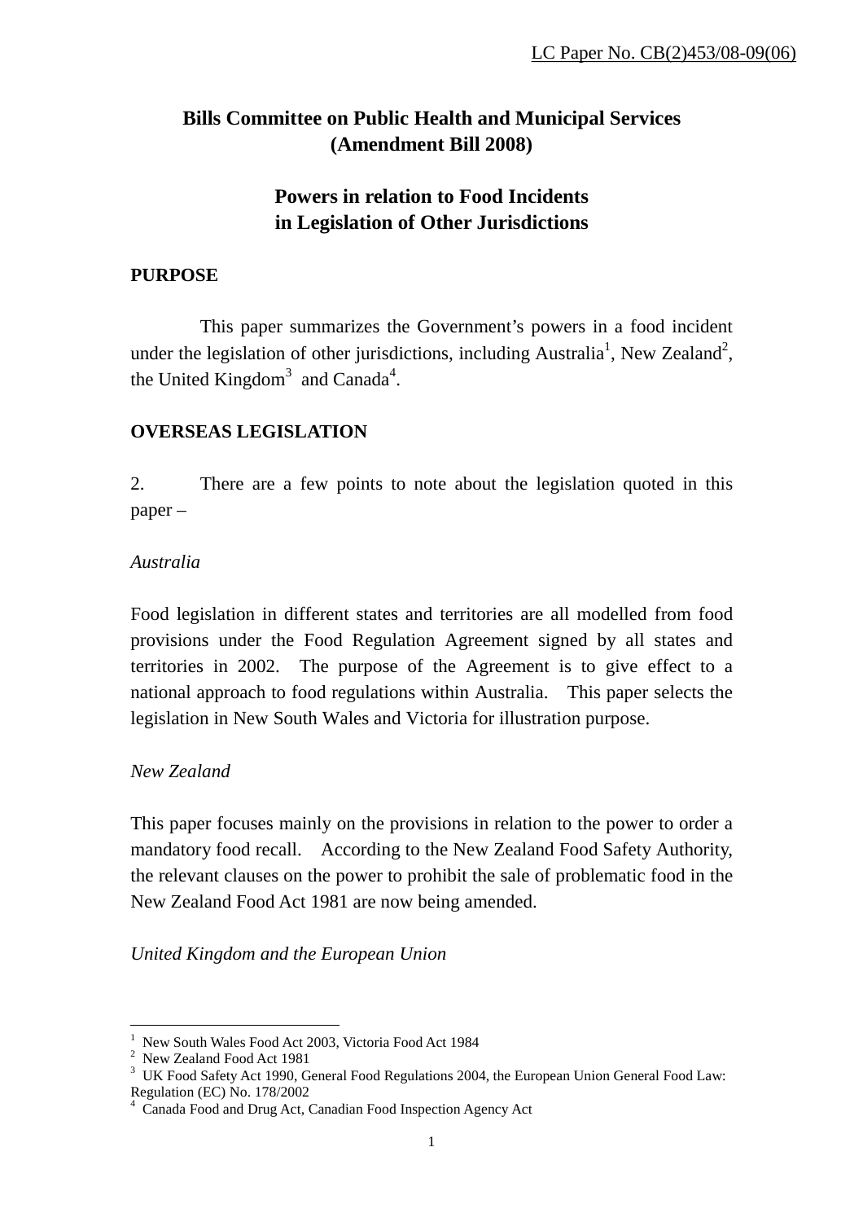LC Paper No. CB(2)453/08-09(06)

# Bills Committee on Public Health and Municipal Services (Amendment Bill 2008)

## Powers in relation to Food Incidents in Legislation of Other Jurisdictions

### PURPOSE

This paper summarizes the Government's powers in a food incident under the legislation of other jurisdictions, including Australia[1], New Zealand[2], the United Kingdom[3] and Canada[4].

### OVERSEAS LEGISLATION

2. There are a few points to note about the legislation quoted in this paper –

*Australia*

Food legislation in different states and territories are all modelled from food provisions under the Food Regulation Agreement signed by all states and territories in 2002. The purpose of the Agreement is to give effect to a national approach to food regulations within Australia. This paper selects the legislation in New South Wales and Victoria for illustration purpose.

*New Zealand*

This paper focuses mainly on the provisions in relation to the power to order a mandatory food recall. According to the New Zealand Food Safety Authority, the relevant clauses on the power to prohibit the sale of problematic food in the New Zealand Food Act 1981 are now being amended.

*United Kingdom and the European Union*

---

[1] New South Wales Food Act 2003, Victoria Food Act 1984

[2] New Zealand Food Act 1981

[3] UK Food Safety Act 1990, General Food Regulations 2004, the European Union General Food Law: Regulation (EC) No. 178/2002

[4] Canada Food and Drug Act, Canadian Food Inspection Agency Act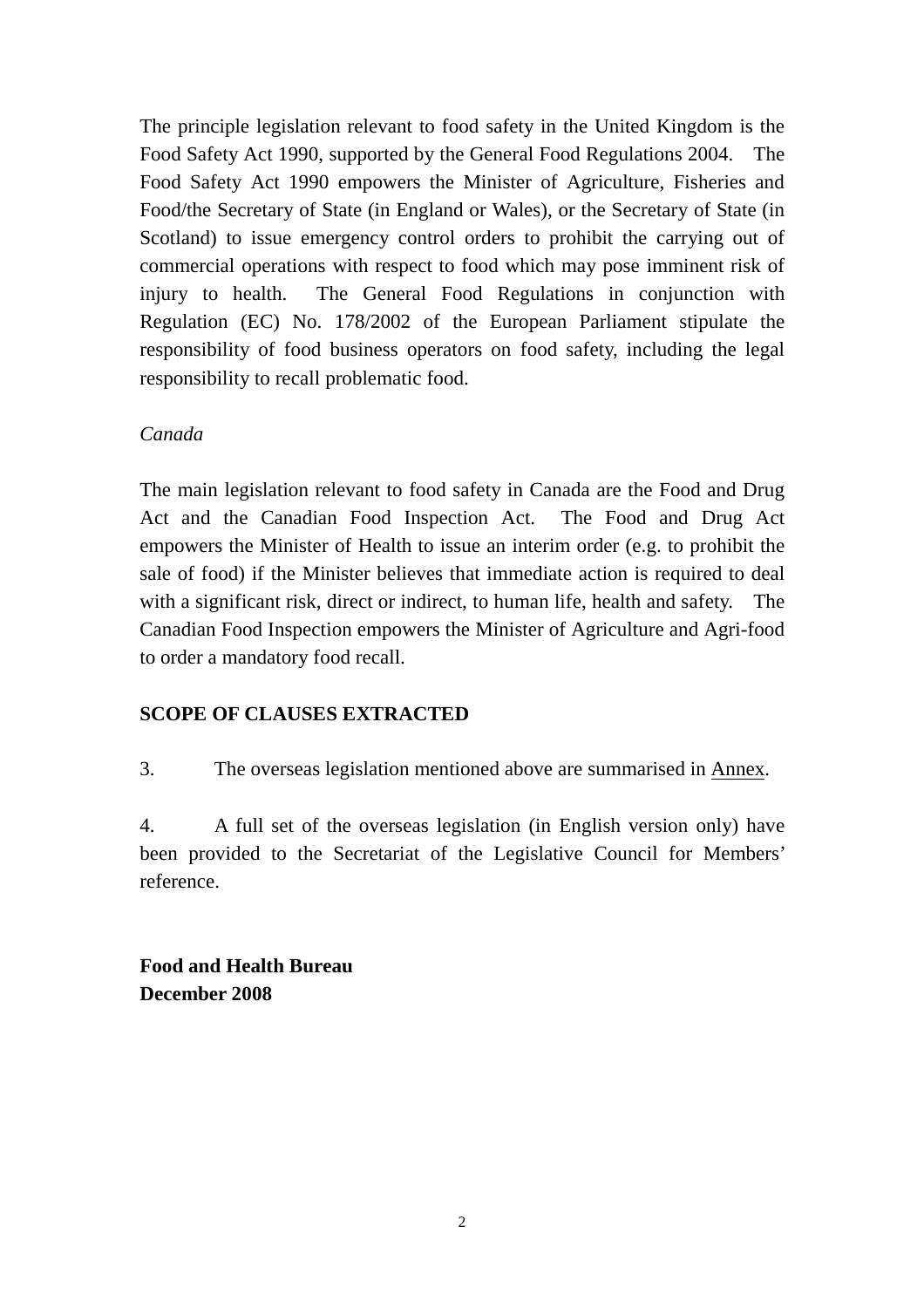The principle legislation relevant to food safety in the United Kingdom is the Food Safety Act 1990, supported by the General Food Regulations 2004. The Food Safety Act 1990 empowers the Minister of Agriculture, Fisheries and Food/the Secretary of State (in England or Wales), or the Secretary of State (in Scotland) to issue emergency control orders to prohibit the carrying out of commercial operations with respect to food which may pose imminent risk of injury to health. The General Food Regulations in conjunction with Regulation (EC) No. 178/2002 of the European Parliament stipulate the responsibility of food business operators on food safety, including the legal responsibility to recall problematic food.

*Canada*

The main legislation relevant to food safety in Canada are the Food and Drug Act and the Canadian Food Inspection Act. The Food and Drug Act empowers the Minister of Health to issue an interim order (e.g. to prohibit the sale of food) if the Minister believes that immediate action is required to deal with a significant risk, direct or indirect, to human life, health and safety. The Canadian Food Inspection empowers the Minister of Agriculture and Agri-food to order a mandatory food recall.

**SCOPE OF CLAUSES EXTRACTED**

3. The overseas legislation mentioned above are summarised in Annex.

4. A full set of the overseas legislation (in English version only) have been provided to the Secretariat of the Legislative Council for Members' reference.

**Food and Health Bureau**
**December 2008**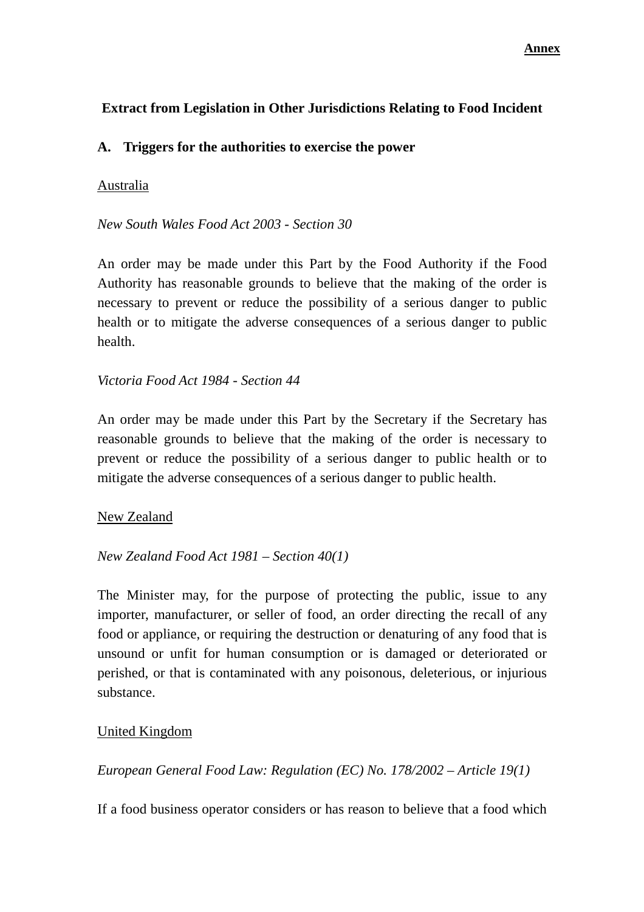**Annex**

**Extract from Legislation in Other Jurisdictions Relating to Food Incident**

**A. Triggers for the authorities to exercise the power**

Australia

*New South Wales Food Act 2003 - Section 30*

An order may be made under this Part by the Food Authority if the Food Authority has reasonable grounds to believe that the making of the order is necessary to prevent or reduce the possibility of a serious danger to public health or to mitigate the adverse consequences of a serious danger to public health.

*Victoria Food Act 1984 - Section 44*

An order may be made under this Part by the Secretary if the Secretary has reasonable grounds to believe that the making of the order is necessary to prevent or reduce the possibility of a serious danger to public health or to mitigate the adverse consequences of a serious danger to public health.

New Zealand

*New Zealand Food Act 1981 – Section 40(1)*

The Minister may, for the purpose of protecting the public, issue to any importer, manufacturer, or seller of food, an order directing the recall of any food or appliance, or requiring the destruction or denaturing of any food that is unsound or unfit for human consumption or is damaged or deteriorated or perished, or that is contaminated with any poisonous, deleterious, or injurious substance.

United Kingdom

*European General Food Law: Regulation (EC) No. 178/2002 – Article 19(1)*

If a food business operator considers or has reason to believe that a food which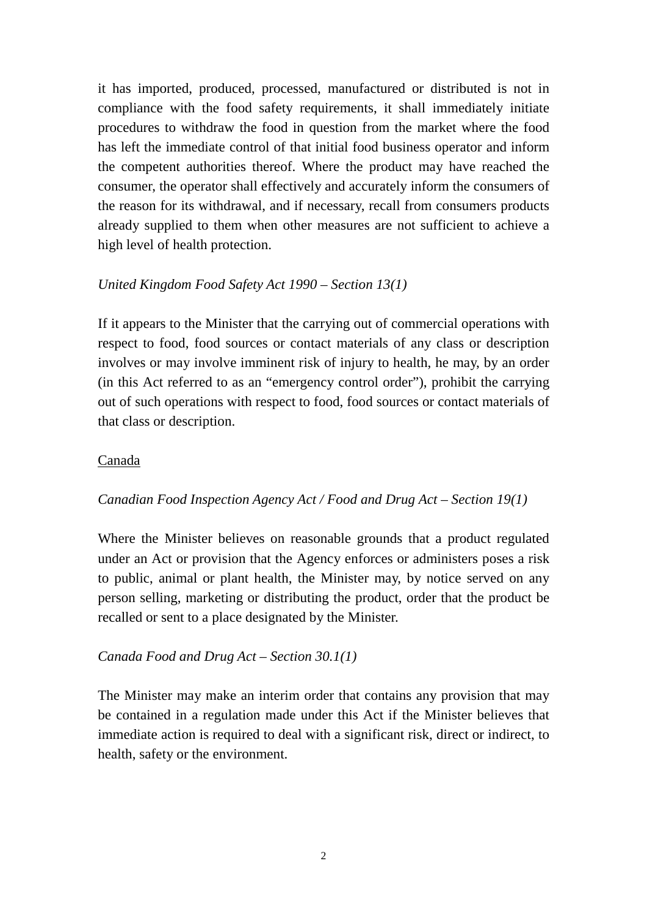it has imported, produced, processed, manufactured or distributed is not in compliance with the food safety requirements, it shall immediately initiate procedures to withdraw the food in question from the market where the food has left the immediate control of that initial food business operator and inform the competent authorities thereof. Where the product may have reached the consumer, the operator shall effectively and accurately inform the consumers of the reason for its withdrawal, and if necessary, recall from consumers products already supplied to them when other measures are not sufficient to achieve a high level of health protection.

*United Kingdom Food Safety Act 1990 – Section 13(1)*

If it appears to the Minister that the carrying out of commercial operations with respect to food, food sources or contact materials of any class or description involves or may involve imminent risk of injury to health, he may, by an order (in this Act referred to as an "emergency control order"), prohibit the carrying out of such operations with respect to food, food sources or contact materials of that class or description.

<u>Canada</u>

*Canadian Food Inspection Agency Act / Food and Drug Act – Section 19(1)*

Where the Minister believes on reasonable grounds that a product regulated under an Act or provision that the Agency enforces or administers poses a risk to public, animal or plant health, the Minister may, by notice served on any person selling, marketing or distributing the product, order that the product be recalled or sent to a place designated by the Minister.

*Canada Food and Drug Act – Section 30.1(1)*

The Minister may make an interim order that contains any provision that may be contained in a regulation made under this Act if the Minister believes that immediate action is required to deal with a significant risk, direct or indirect, to health, safety or the environment.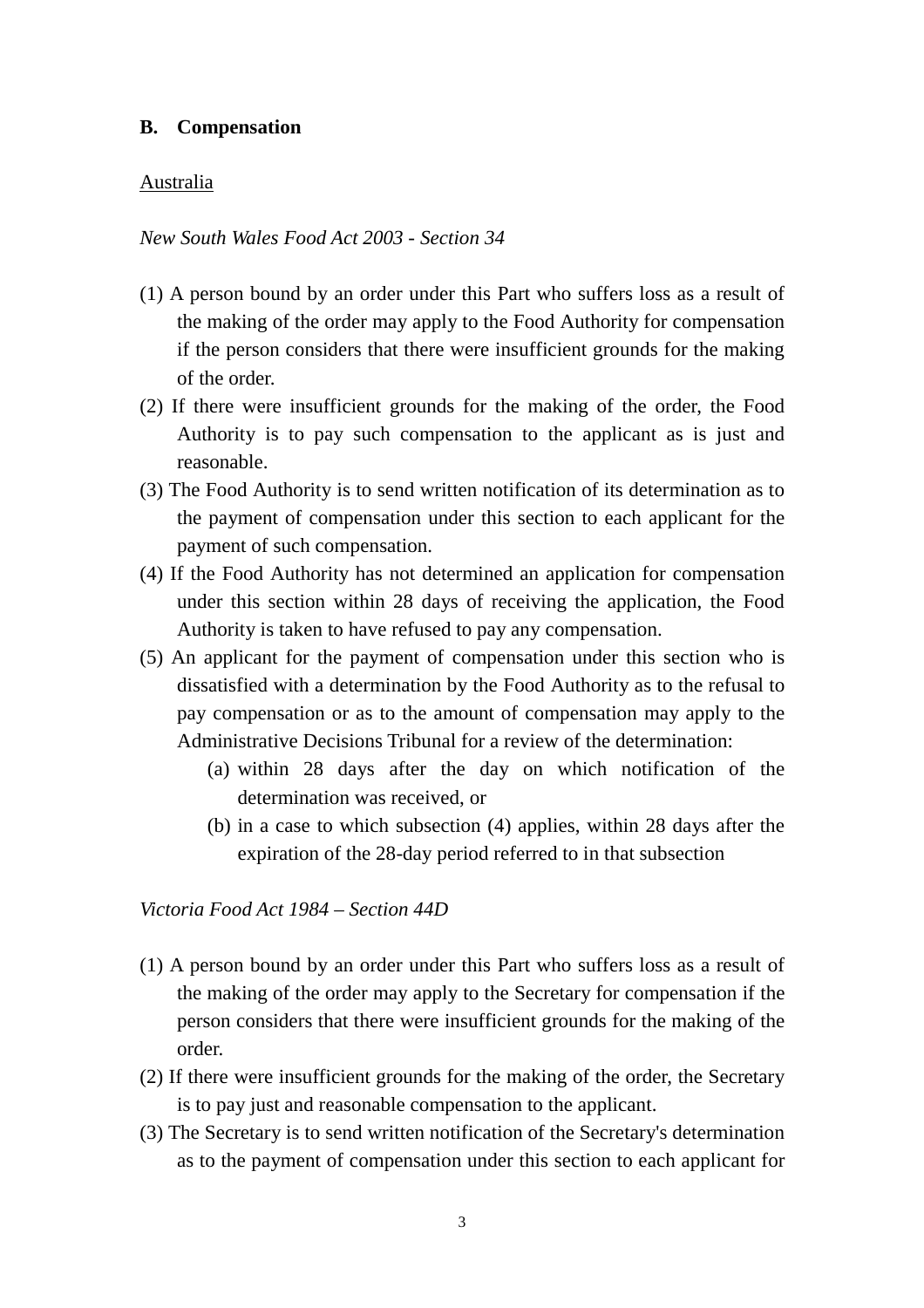## B. Compensation

Australia

*New South Wales Food Act 2003 - Section 34*

(1) A person bound by an order under this Part who suffers loss as a result of the making of the order may apply to the Food Authority for compensation if the person considers that there were insufficient grounds for the making of the order.

(2) If there were insufficient grounds for the making of the order, the Food Authority is to pay such compensation to the applicant as is just and reasonable.

(3) The Food Authority is to send written notification of its determination as to the payment of compensation under this section to each applicant for the payment of such compensation.

(4) If the Food Authority has not determined an application for compensation under this section within 28 days of receiving the application, the Food Authority is taken to have refused to pay any compensation.

(5) An applicant for the payment of compensation under this section who is dissatisfied with a determination by the Food Authority as to the refusal to pay compensation or as to the amount of compensation may apply to the Administrative Decisions Tribunal for a review of the determination:

  (a) within 28 days after the day on which notification of the determination was received, or

  (b) in a case to which subsection (4) applies, within 28 days after the expiration of the 28-day period referred to in that subsection

*Victoria Food Act 1984 – Section 44D*

(1) A person bound by an order under this Part who suffers loss as a result of the making of the order may apply to the Secretary for compensation if the person considers that there were insufficient grounds for the making of the order.

(2) If there were insufficient grounds for the making of the order, the Secretary is to pay just and reasonable compensation to the applicant.

(3) The Secretary is to send written notification of the Secretary's determination as to the payment of compensation under this section to each applicant for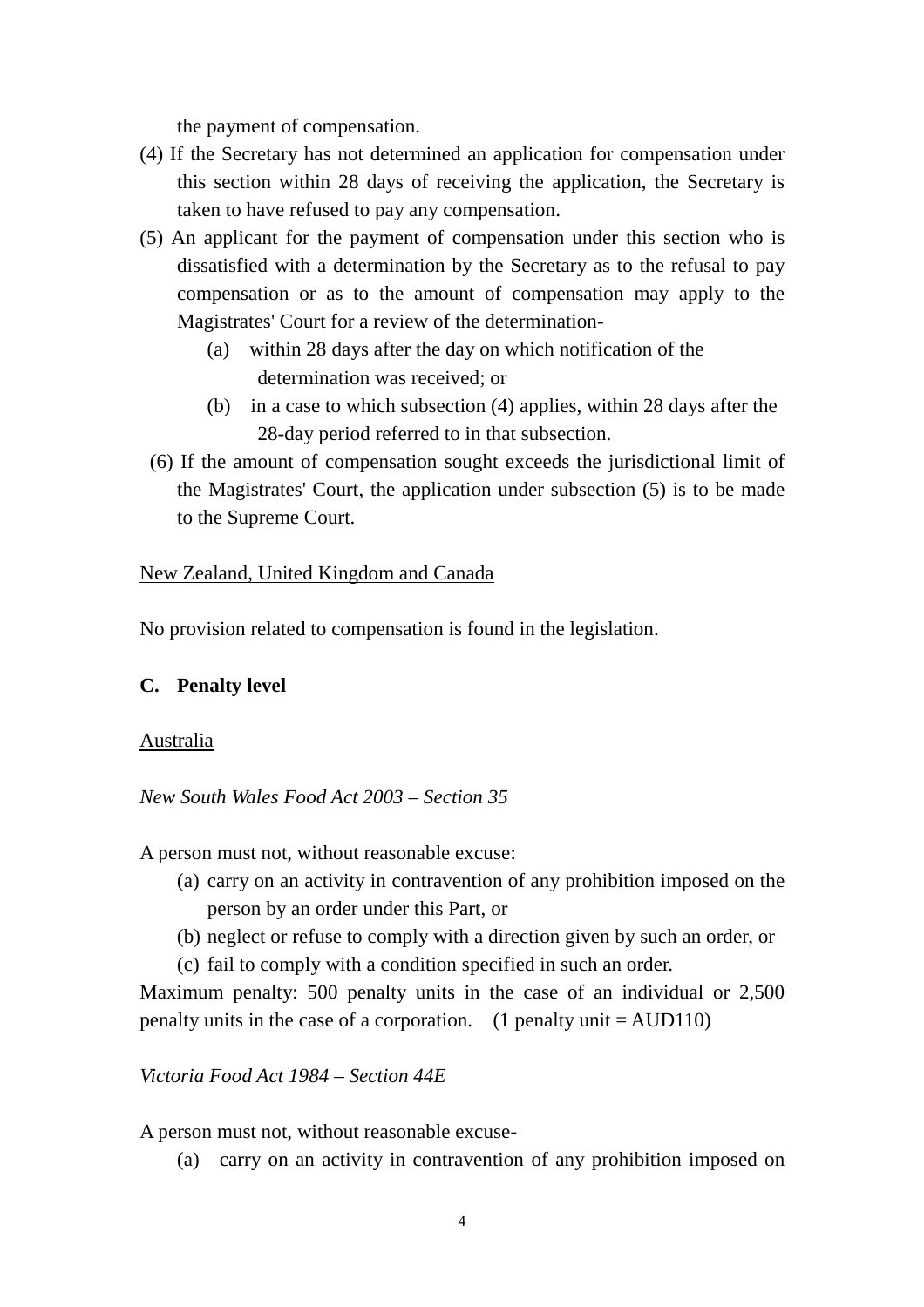the payment of compensation.

(4) If the Secretary has not determined an application for compensation under this section within 28 days of receiving the application, the Secretary is taken to have refused to pay any compensation.

(5) An applicant for the payment of compensation under this section who is dissatisfied with a determination by the Secretary as to the refusal to pay compensation or as to the amount of compensation may apply to the Magistrates' Court for a review of the determination-

   (a) within 28 days after the day on which notification of the determination was received; or

   (b) in a case to which subsection (4) applies, within 28 days after the 28-day period referred to in that subsection.

(6) If the amount of compensation sought exceeds the jurisdictional limit of the Magistrates' Court, the application under subsection (5) is to be made to the Supreme Court.

<u>New Zealand, United Kingdom and Canada</u>

No provision related to compensation is found in the legislation.

**C. Penalty level**

<u>Australia</u>

*New South Wales Food Act 2003 – Section 35*

A person must not, without reasonable excuse:

(a) carry on an activity in contravention of any prohibition imposed on the person by an order under this Part, or

(b) neglect or refuse to comply with a direction given by such an order, or

(c) fail to comply with a condition specified in such an order.

Maximum penalty: 500 penalty units in the case of an individual or 2,500 penalty units in the case of a corporation. (1 penalty unit = AUD110)

*Victoria Food Act 1984 – Section 44E*

A person must not, without reasonable excuse-

(a) carry on an activity in contravention of any prohibition imposed on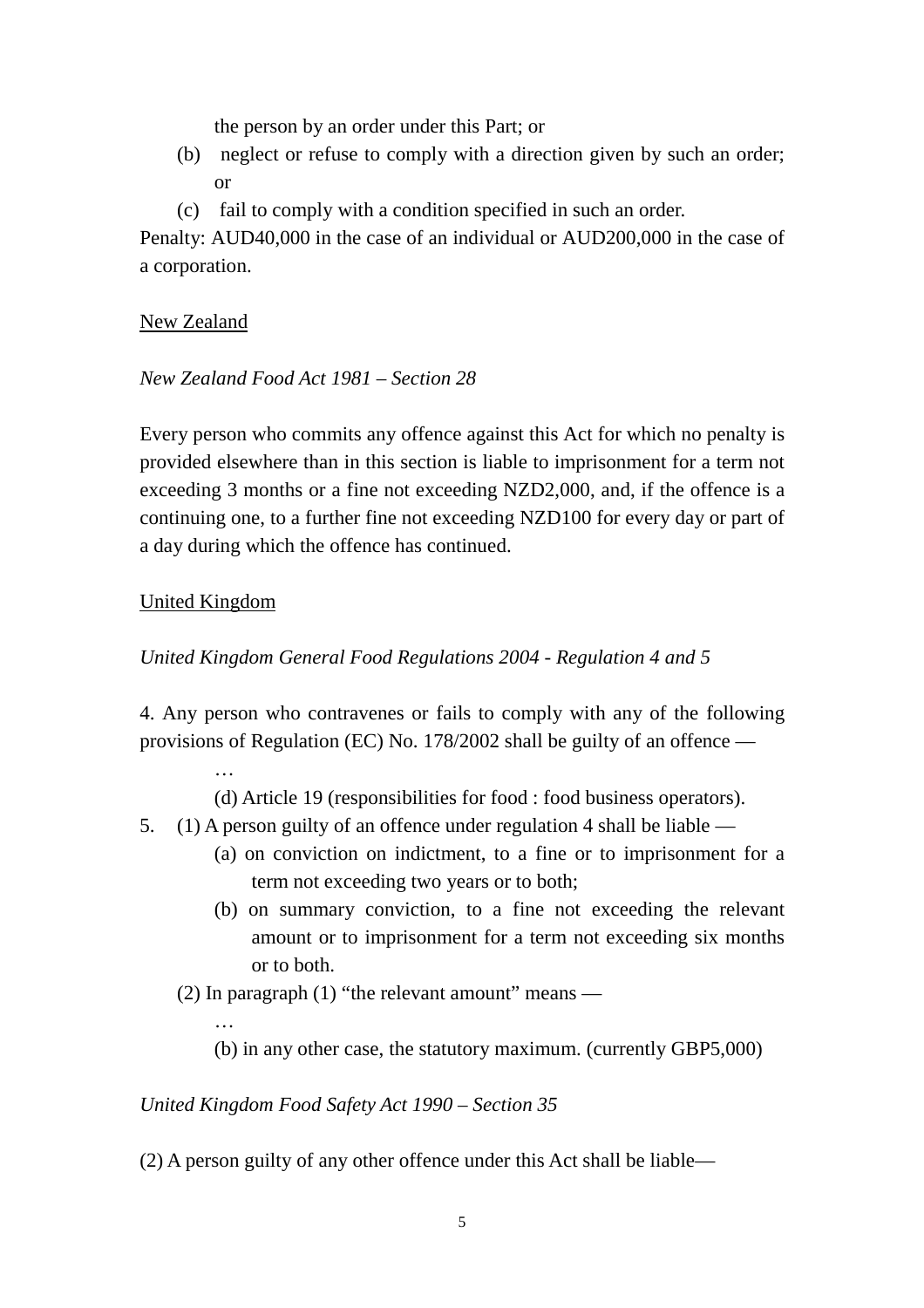the person by an order under this Part; or

(b) neglect or refuse to comply with a direction given by such an order; or

(c) fail to comply with a condition specified in such an order.

Penalty: AUD40,000 in the case of an individual or AUD200,000 in the case of a corporation.

<u>New Zealand</u>

*New Zealand Food Act 1981 – Section 28*

Every person who commits any offence against this Act for which no penalty is provided elsewhere than in this section is liable to imprisonment for a term not exceeding 3 months or a fine not exceeding NZD2,000, and, if the offence is a continuing one, to a further fine not exceeding NZD100 for every day or part of a day during which the offence has continued.

<u>United Kingdom</u>

*United Kingdom General Food Regulations 2004 - Regulation 4 and 5*

4. Any person who contravenes or fails to comply with any of the following provisions of Regulation (EC) No. 178/2002 shall be guilty of an offence —

…

(d) Article 19 (responsibilities for food : food business operators).

5. (1) A person guilty of an offence under regulation 4 shall be liable —

(a) on conviction on indictment, to a fine or to imprisonment for a term not exceeding two years or to both;

(b) on summary conviction, to a fine not exceeding the relevant amount or to imprisonment for a term not exceeding six months or to both.

(2) In paragraph (1) "the relevant amount" means —

…

(b) in any other case, the statutory maximum. (currently GBP5,000)

*United Kingdom Food Safety Act 1990 – Section 35*

(2) A person guilty of any other offence under this Act shall be liable—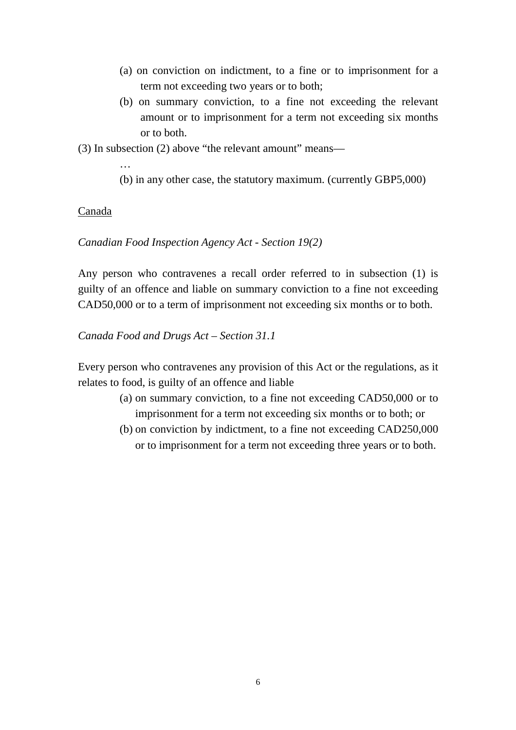(a) on conviction on indictment, to a fine or to imprisonment for a term not exceeding two years or to both;

(b) on summary conviction, to a fine not exceeding the relevant amount or to imprisonment for a term not exceeding six months or to both.

(3) In subsection (2) above "the relevant amount" means—

…

(b) in any other case, the statutory maximum. (currently GBP5,000)

<u>Canada</u>

*Canadian Food Inspection Agency Act - Section 19(2)*

Any person who contravenes a recall order referred to in subsection (1) is guilty of an offence and liable on summary conviction to a fine not exceeding CAD50,000 or to a term of imprisonment not exceeding six months or to both.

*Canada Food and Drugs Act – Section 31.1*

Every person who contravenes any provision of this Act or the regulations, as it relates to food, is guilty of an offence and liable

(a) on summary conviction, to a fine not exceeding CAD50,000 or to imprisonment for a term not exceeding six months or to both; or

(b) on conviction by indictment, to a fine not exceeding CAD250,000 or to imprisonment for a term not exceeding three years or to both.